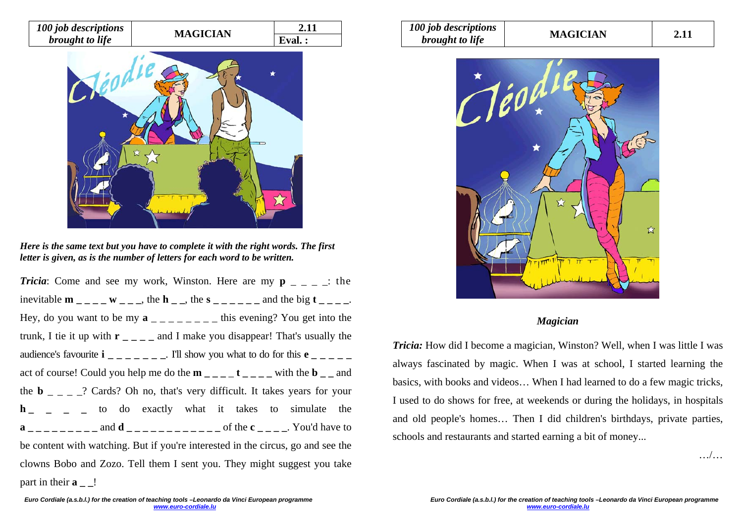| 100 job descriptions brought to life | MAGICIAN | 2.11 |
|---|---|---|
| | | Eval. : |

*Here is the same text but you have to complete it with the right words. The first letter is given, as is the number of letters for each word to be written.*

***Tricia***: Come and see my work, Winston. Here are my **p** _ _ _ _: the inevitable **m** _ _ _ _ **w** _ _ _, the **h** _ _, the **s** _ _ _ _ _ _ and the big **t** _ _ _ _. Hey, do you want to be my **a** _ _ _ _ _ _ _ _ this evening? You get into the trunk, I tie it up with **r** _ _ _ _ and I make you disappear! That's usually the audience's favourite **i** _ _ _ _ _ _ _. I'll show you what to do for this **e** _ _ _ _ _ act of course! Could you help me do the **m** _ _ _ _ **t** _ _ _ _ with the **b** _ _ and the **b** _ _ _ _? Cards? Oh no, that's very difficult. It takes years for your **h** _ _ _ _ to do exactly what it takes to simulate the **a** _ _ _ _ _ _ _ _ _ and **d** _ _ _ _ _ _ _ _ _ _ _ _ of the **c** _ _ _ _. You'd have to be content with watching. But if you're interested in the circus, go and see the clowns Bobo and Zozo. Tell them I sent you. They might suggest you take part in their **a** _ _!

| 100 job descriptions brought to life | MAGICIAN | 2.11 |
|---|---|---|

*Magician*

***Tricia:*** How did I become a magician, Winston? Well, when I was little I was always fascinated by magic. When I was at school, I started learning the basics, with books and videos… When I had learned to do a few magic tricks, I used to do shows for free, at weekends or during the holidays, in hospitals and old people's homes… Then I did children's birthdays, private parties, schools and restaurants and started earning a bit of money...

…/…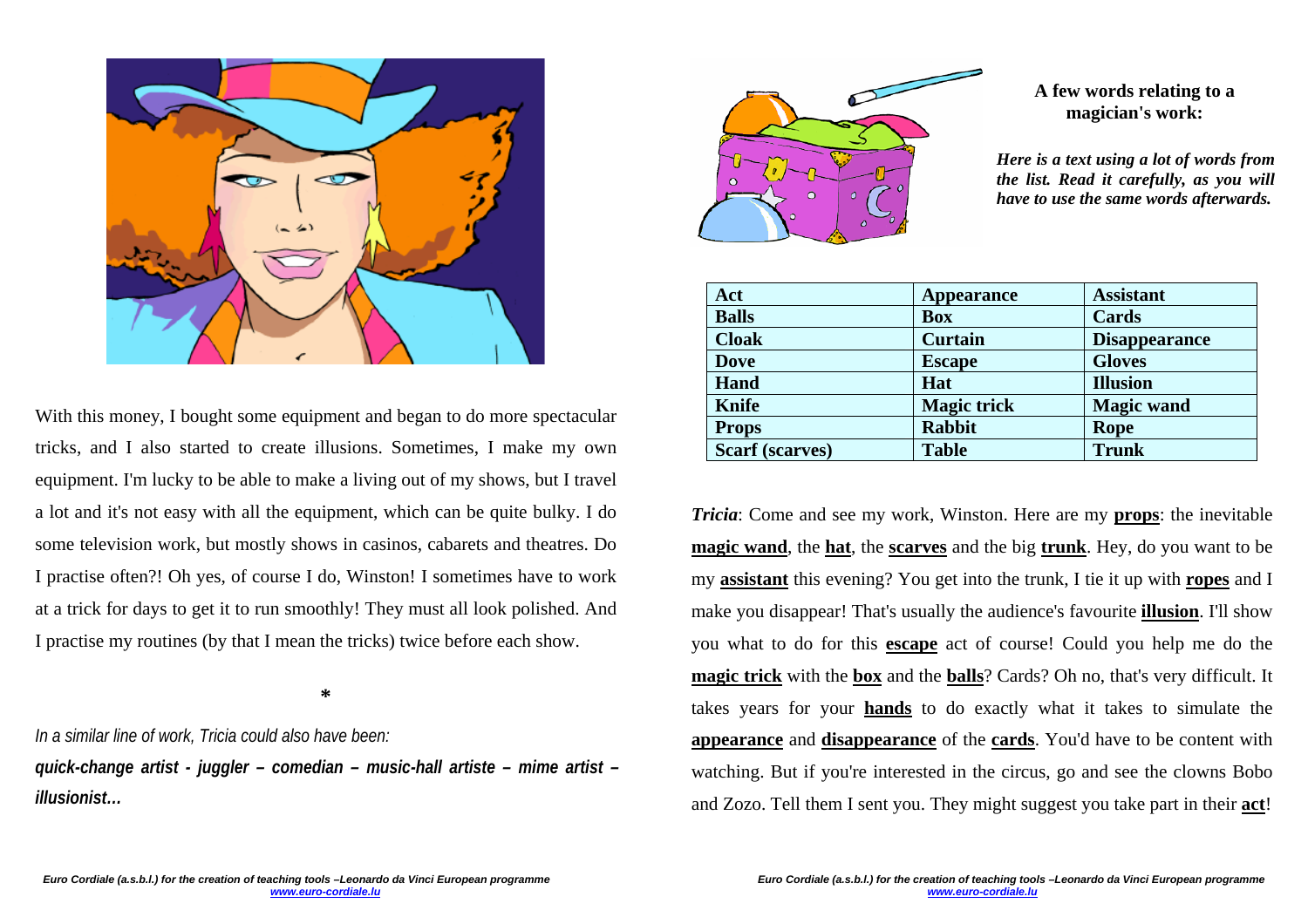With this money, I bought some equipment and began to do more spectacular tricks, and I also started to create illusions. Sometimes, I make my own equipment. I'm lucky to be able to make a living out of my shows, but I travel a lot and it's not easy with all the equipment, which can be quite bulky. I do some television work, but mostly shows in casinos, cabarets and theatres. Do I practise often?! Oh yes, of course I do, Winston! I sometimes have to work at a trick for days to get it to run smoothly! They must all look polished. And I practise my routines (by that I mean the tricks) twice before each show.

*

*In a similar line of work, Tricia could also have been:*

***quick-change artist - juggler – comedian – music-hall artiste – mime artist – illusionist…***

**A few words relating to a magician's work:**

***Here is a text using a lot of words from the list. Read it carefully, as you will have to use the same words afterwards.***

| | | |
|---|---|---|
| **Act** | **Appearance** | **Assistant** |
| **Balls** | **Box** | **Cards** |
| **Cloak** | **Curtain** | **Disappearance** |
| **Dove** | **Escape** | **Gloves** |
| **Hand** | **Hat** | **Illusion** |
| **Knife** | **Magic trick** | **Magic wand** |
| **Props** | **Rabbit** | **Rope** |
| **Scarf (scarves)** | **Table** | **Trunk** |

***Tricia***: Come and see my work, Winston. Here are my **props**: the inevitable **magic wand**, the **hat**, the **scarves** and the big **trunk**. Hey, do you want to be my **assistant** this evening? You get into the trunk, I tie it up with **ropes** and I make you disappear! That's usually the audience's favourite **illusion**. I'll show you what to do for this **escape** act of course! Could you help me do the **magic trick** with the **box** and the **balls**? Cards? Oh no, that's very difficult. It takes years for your **hands** to do exactly what it takes to simulate the **appearance** and **disappearance** of the **cards**. You'd have to be content with watching. But if you're interested in the circus, go and see the clowns Bobo and Zozo. Tell them I sent you. They might suggest you take part in their **act**!